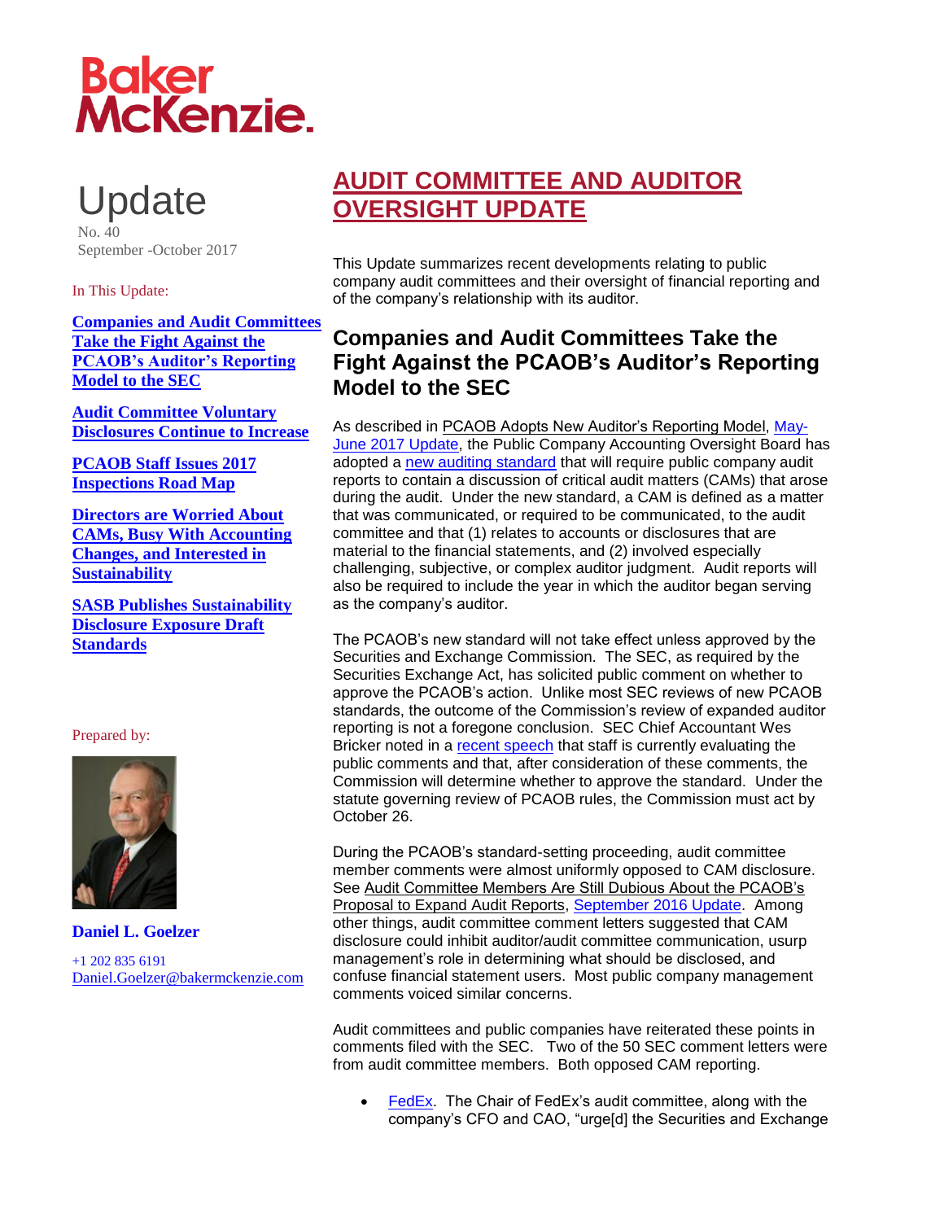Baker McKenzie.

# Update

No. 40
September -October 2017

In This Update:

**Companies and Audit Committees Take the Fight Against the PCAOB's Auditor's Reporting Model to the SEC**

**Audit Committee Voluntary Disclosures Continue to Increase**

**PCAOB Staff Issues 2017 Inspections Road Map**

**Directors are Worried About CAMs, Busy With Accounting Changes, and Interested in Sustainability**

**SASB Publishes Sustainability Disclosure Exposure Draft Standards**

Prepared by:

**Daniel L. Goelzer**

+1 202 835 6191
Daniel.Goelzer@bakermckenzie.com

# AUDIT COMMITTEE AND AUDITOR OVERSIGHT UPDATE

This Update summarizes recent developments relating to public company audit committees and their oversight of financial reporting and of the company's relationship with its auditor.

## Companies and Audit Committees Take the Fight Against the PCAOB's Auditor's Reporting Model to the SEC

As described in PCAOB Adopts New Auditor's Reporting Model, May-June 2017 Update, the Public Company Accounting Oversight Board has adopted a new auditing standard that will require public company audit reports to contain a discussion of critical audit matters (CAMs) that arose during the audit. Under the new standard, a CAM is defined as a matter that was communicated, or required to be communicated, to the audit committee and that (1) relates to accounts or disclosures that are material to the financial statements, and (2) involved especially challenging, subjective, or complex auditor judgment. Audit reports will also be required to include the year in which the auditor began serving as the company's auditor.

The PCAOB's new standard will not take effect unless approved by the Securities and Exchange Commission. The SEC, as required by the Securities Exchange Act, has solicited public comment on whether to approve the PCAOB's action. Unlike most SEC reviews of new PCAOB standards, the outcome of the Commission's review of expanded auditor reporting is not a foregone conclusion. SEC Chief Accountant Wes Bricker noted in a recent speech that staff is currently evaluating the public comments and that, after consideration of these comments, the Commission will determine whether to approve the standard. Under the statute governing review of PCAOB rules, the Commission must act by October 26.

During the PCAOB's standard-setting proceeding, audit committee member comments were almost uniformly opposed to CAM disclosure. See Audit Committee Members Are Still Dubious About the PCAOB's Proposal to Expand Audit Reports, September 2016 Update. Among other things, audit committee comment letters suggested that CAM disclosure could inhibit auditor/audit committee communication, usurp management's role in determining what should be disclosed, and confuse financial statement users. Most public company management comments voiced similar concerns.

Audit committees and public companies have reiterated these points in comments filed with the SEC. Two of the 50 SEC comment letters were from audit committee members. Both opposed CAM reporting.

- FedEx. The Chair of FedEx's audit committee, along with the company's CFO and CAO, "urge[d] the Securities and Exchange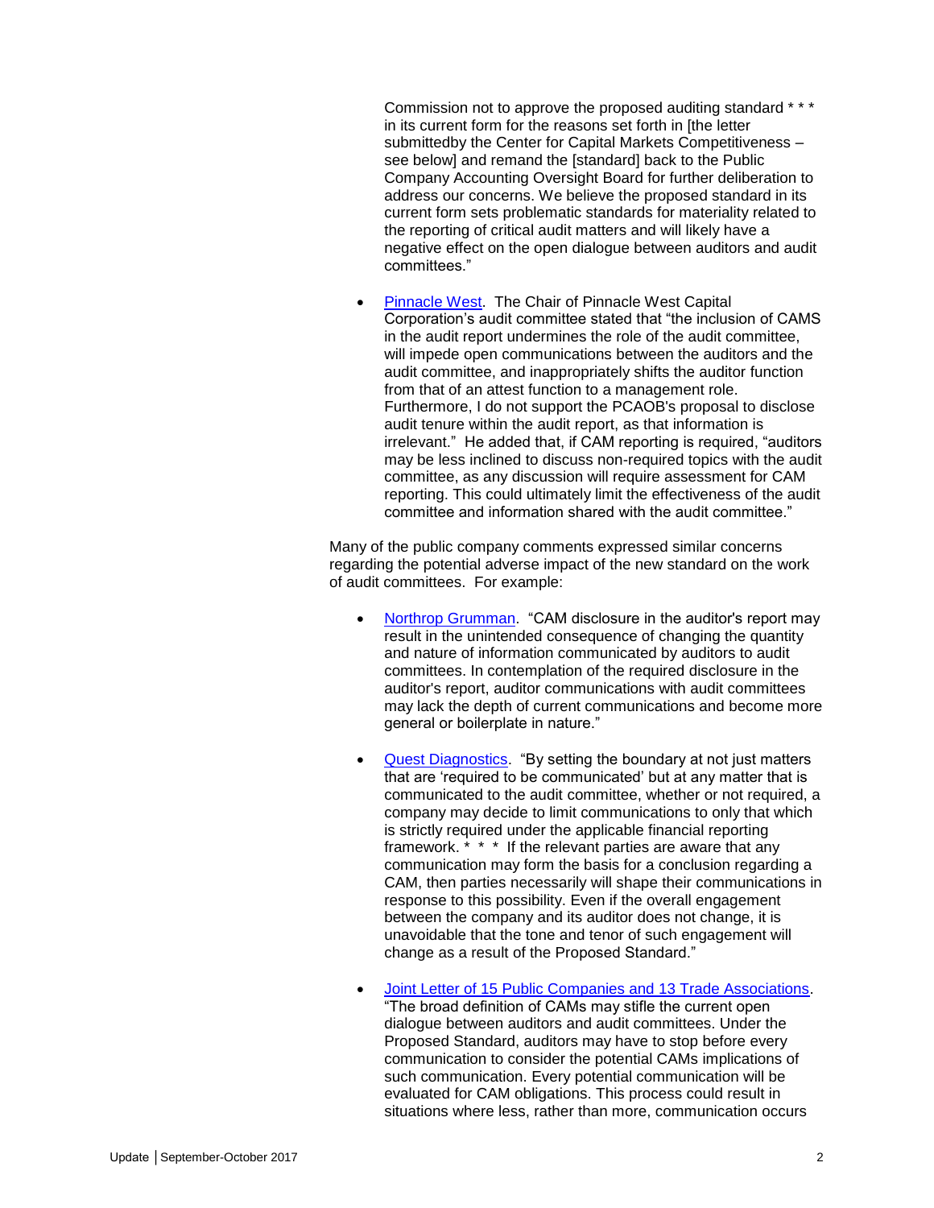Commission not to approve the proposed auditing standard * * * in its current form for the reasons set forth in [the letter submittedby the Center for Capital Markets Competitiveness – see below] and remand the [standard] back to the Public Company Accounting Oversight Board for further deliberation to address our concerns. We believe the proposed standard in its current form sets problematic standards for materiality related to the reporting of critical audit matters and will likely have a negative effect on the open dialogue between auditors and audit committees."

- Pinnacle West. The Chair of Pinnacle West Capital Corporation's audit committee stated that "the inclusion of CAMS in the audit report undermines the role of the audit committee, will impede open communications between the auditors and the audit committee, and inappropriately shifts the auditor function from that of an attest function to a management role. Furthermore, I do not support the PCAOB's proposal to disclose audit tenure within the audit report, as that information is irrelevant." He added that, if CAM reporting is required, "auditors may be less inclined to discuss non-required topics with the audit committee, as any discussion will require assessment for CAM reporting. This could ultimately limit the effectiveness of the audit committee and information shared with the audit committee."

Many of the public company comments expressed similar concerns regarding the potential adverse impact of the new standard on the work of audit committees. For example:

- Northrop Grumman. "CAM disclosure in the auditor's report may result in the unintended consequence of changing the quantity and nature of information communicated by auditors to audit committees. In contemplation of the required disclosure in the auditor's report, auditor communications with audit committees may lack the depth of current communications and become more general or boilerplate in nature."

- Quest Diagnostics. "By setting the boundary at not just matters that are 'required to be communicated' but at any matter that is communicated to the audit committee, whether or not required, a company may decide to limit communications to only that which is strictly required under the applicable financial reporting framework. * * * If the relevant parties are aware that any communication may form the basis for a conclusion regarding a CAM, then parties necessarily will shape their communications in response to this possibility. Even if the overall engagement between the company and its auditor does not change, it is unavoidable that the tone and tenor of such engagement will change as a result of the Proposed Standard."

- Joint Letter of 15 Public Companies and 13 Trade Associations. "The broad definition of CAMs may stifle the current open dialogue between auditors and audit committees. Under the Proposed Standard, auditors may have to stop before every communication to consider the potential CAMs implications of such communication. Every potential communication will be evaluated for CAM obligations. This process could result in situations where less, rather than more, communication occurs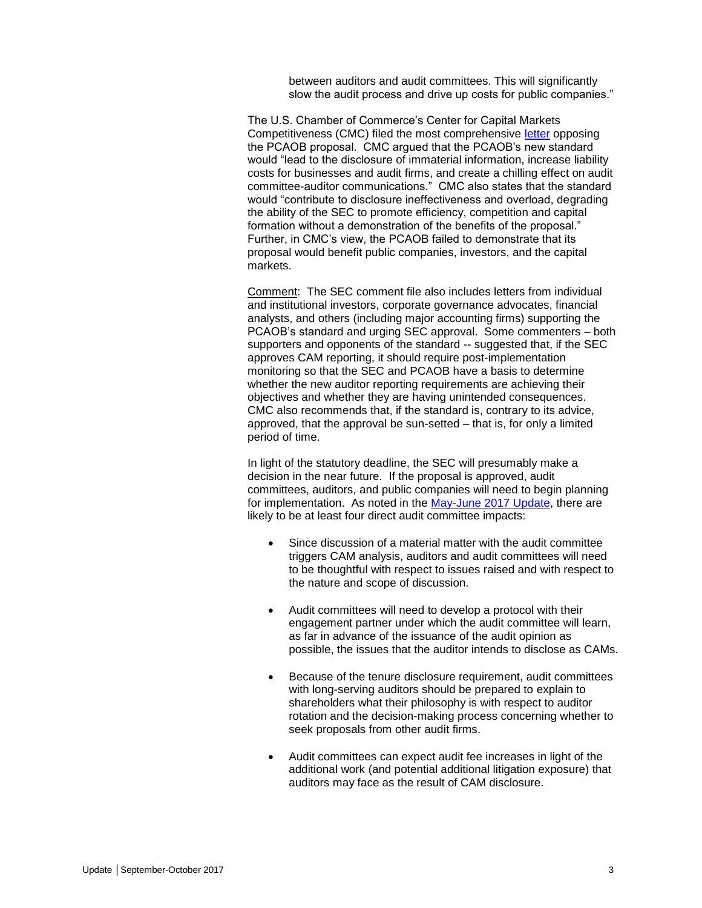> between auditors and audit committees. This will significantly slow the audit process and drive up costs for public companies."

The U.S. Chamber of Commerce's Center for Capital Markets Competitiveness (CMC) filed the most comprehensive [letter](#) opposing the PCAOB proposal. CMC argued that the PCAOB's new standard would "lead to the disclosure of immaterial information, increase liability costs for businesses and audit firms, and create a chilling effect on audit committee-auditor communications." CMC also states that the standard would "contribute to disclosure ineffectiveness and overload, degrading the ability of the SEC to promote efficiency, competition and capital formation without a demonstration of the benefits of the proposal." Further, in CMC's view, the PCAOB failed to demonstrate that its proposal would benefit public companies, investors, and the capital markets.

Comment: The SEC comment file also includes letters from individual and institutional investors, corporate governance advocates, financial analysts, and others (including major accounting firms) supporting the PCAOB's standard and urging SEC approval. Some commenters – both supporters and opponents of the standard -- suggested that, if the SEC approves CAM reporting, it should require post-implementation monitoring so that the SEC and PCAOB have a basis to determine whether the new auditor reporting requirements are achieving their objectives and whether they are having unintended consequences. CMC also recommends that, if the standard is, contrary to its advice, approved, that the approval be sun-setted – that is, for only a limited period of time.

In light of the statutory deadline, the SEC will presumably make a decision in the near future. If the proposal is approved, audit committees, auditors, and public companies will need to begin planning for implementation. As noted in the [May-June 2017 Update](#), there are likely to be at least four direct audit committee impacts:

- Since discussion of a material matter with the audit committee triggers CAM analysis, auditors and audit committees will need to be thoughtful with respect to issues raised and with respect to the nature and scope of discussion.

- Audit committees will need to develop a protocol with their engagement partner under which the audit committee will learn, as far in advance of the issuance of the audit opinion as possible, the issues that the auditor intends to disclose as CAMs.

- Because of the tenure disclosure requirement, audit committees with long-serving auditors should be prepared to explain to shareholders what their philosophy is with respect to auditor rotation and the decision-making process concerning whether to seek proposals from other audit firms.

- Audit committees can expect audit fee increases in light of the additional work (and potential additional litigation exposure) that auditors may face as the result of CAM disclosure.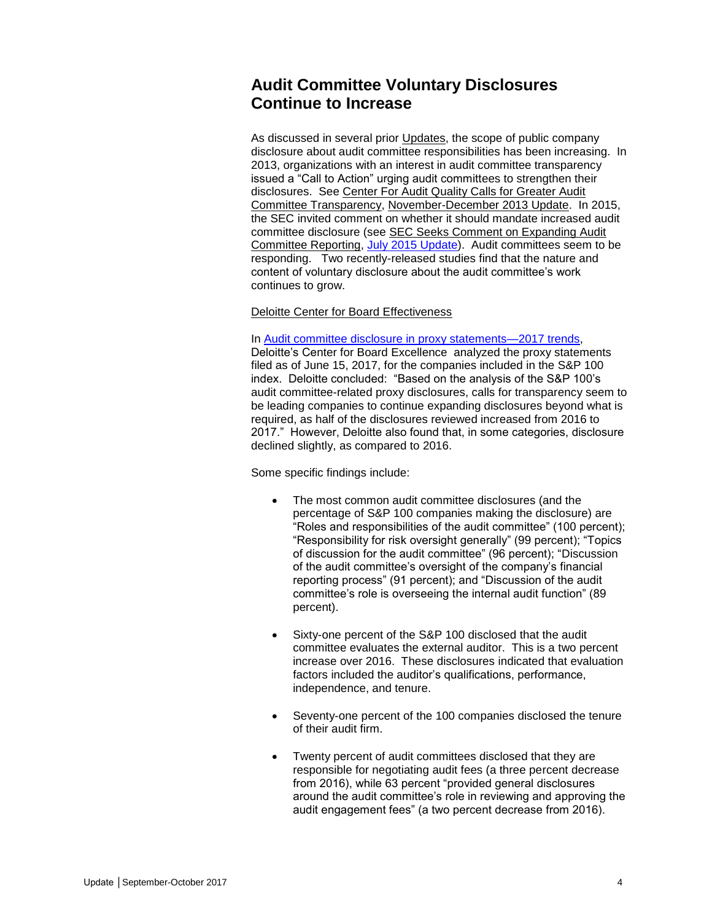## Audit Committee Voluntary Disclosures Continue to Increase

As discussed in several prior Updates, the scope of public company disclosure about audit committee responsibilities has been increasing. In 2013, organizations with an interest in audit committee transparency issued a "Call to Action" urging audit committees to strengthen their disclosures. See Center For Audit Quality Calls for Greater Audit Committee Transparency, November-December 2013 Update. In 2015, the SEC invited comment on whether it should mandate increased audit committee disclosure (see SEC Seeks Comment on Expanding Audit Committee Reporting, July 2015 Update). Audit committees seem to be responding. Two recently-released studies find that the nature and content of voluntary disclosure about the audit committee's work continues to grow.

Deloitte Center for Board Effectiveness

In Audit committee disclosure in proxy statements—2017 trends, Deloitte's Center for Board Excellence analyzed the proxy statements filed as of June 15, 2017, for the companies included in the S&P 100 index. Deloitte concluded: "Based on the analysis of the S&P 100's audit committee-related proxy disclosures, calls for transparency seem to be leading companies to continue expanding disclosures beyond what is required, as half of the disclosures reviewed increased from 2016 to 2017." However, Deloitte also found that, in some categories, disclosure declined slightly, as compared to 2016.

Some specific findings include:

- The most common audit committee disclosures (and the percentage of S&P 100 companies making the disclosure) are "Roles and responsibilities of the audit committee" (100 percent); "Responsibility for risk oversight generally" (99 percent); "Topics of discussion for the audit committee" (96 percent); "Discussion of the audit committee's oversight of the company's financial reporting process" (91 percent); and "Discussion of the audit committee's role is overseeing the internal audit function" (89 percent).

- Sixty-one percent of the S&P 100 disclosed that the audit committee evaluates the external auditor. This is a two percent increase over 2016. These disclosures indicated that evaluation factors included the auditor's qualifications, performance, independence, and tenure.

- Seventy-one percent of the 100 companies disclosed the tenure of their audit firm.

- Twenty percent of audit committees disclosed that they are responsible for negotiating audit fees (a three percent decrease from 2016), while 63 percent "provided general disclosures around the audit committee's role in reviewing and approving the audit engagement fees" (a two percent decrease from 2016).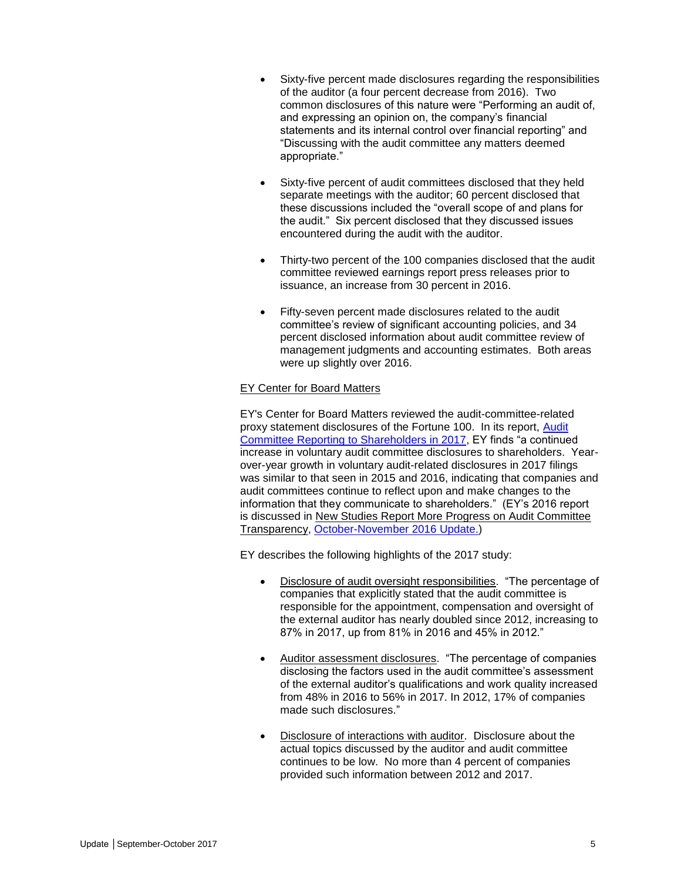- Sixty-five percent made disclosures regarding the responsibilities of the auditor (a four percent decrease from 2016). Two common disclosures of this nature were "Performing an audit of, and expressing an opinion on, the company's financial statements and its internal control over financial reporting" and "Discussing with the audit committee any matters deemed appropriate."

- Sixty-five percent of audit committees disclosed that they held separate meetings with the auditor; 60 percent disclosed that these discussions included the "overall scope of and plans for the audit." Six percent disclosed that they discussed issues encountered during the audit with the auditor.

- Thirty-two percent of the 100 companies disclosed that the audit committee reviewed earnings report press releases prior to issuance, an increase from 30 percent in 2016.

- Fifty-seven percent made disclosures related to the audit committee's review of significant accounting policies, and 34 percent disclosed information about audit committee review of management judgments and accounting estimates. Both areas were up slightly over 2016.

EY Center for Board Matters

EY's Center for Board Matters reviewed the audit-committee-related proxy statement disclosures of the Fortune 100. In its report, Audit Committee Reporting to Shareholders in 2017, EY finds "a continued increase in voluntary audit committee disclosures to shareholders. Year-over-year growth in voluntary audit-related disclosures in 2017 filings was similar to that seen in 2015 and 2016, indicating that companies and audit committees continue to reflect upon and make changes to the information that they communicate to shareholders." (EY's 2016 report is discussed in New Studies Report More Progress on Audit Committee Transparency, October-November 2016 Update.)

EY describes the following highlights of the 2017 study:

- Disclosure of audit oversight responsibilities. "The percentage of companies that explicitly stated that the audit committee is responsible for the appointment, compensation and oversight of the external auditor has nearly doubled since 2012, increasing to 87% in 2017, up from 81% in 2016 and 45% in 2012."

- Auditor assessment disclosures. "The percentage of companies disclosing the factors used in the audit committee's assessment of the external auditor's qualifications and work quality increased from 48% in 2016 to 56% in 2017. In 2012, 17% of companies made such disclosures."

- Disclosure of interactions with auditor. Disclosure about the actual topics discussed by the auditor and audit committee continues to be low. No more than 4 percent of companies provided such information between 2012 and 2017.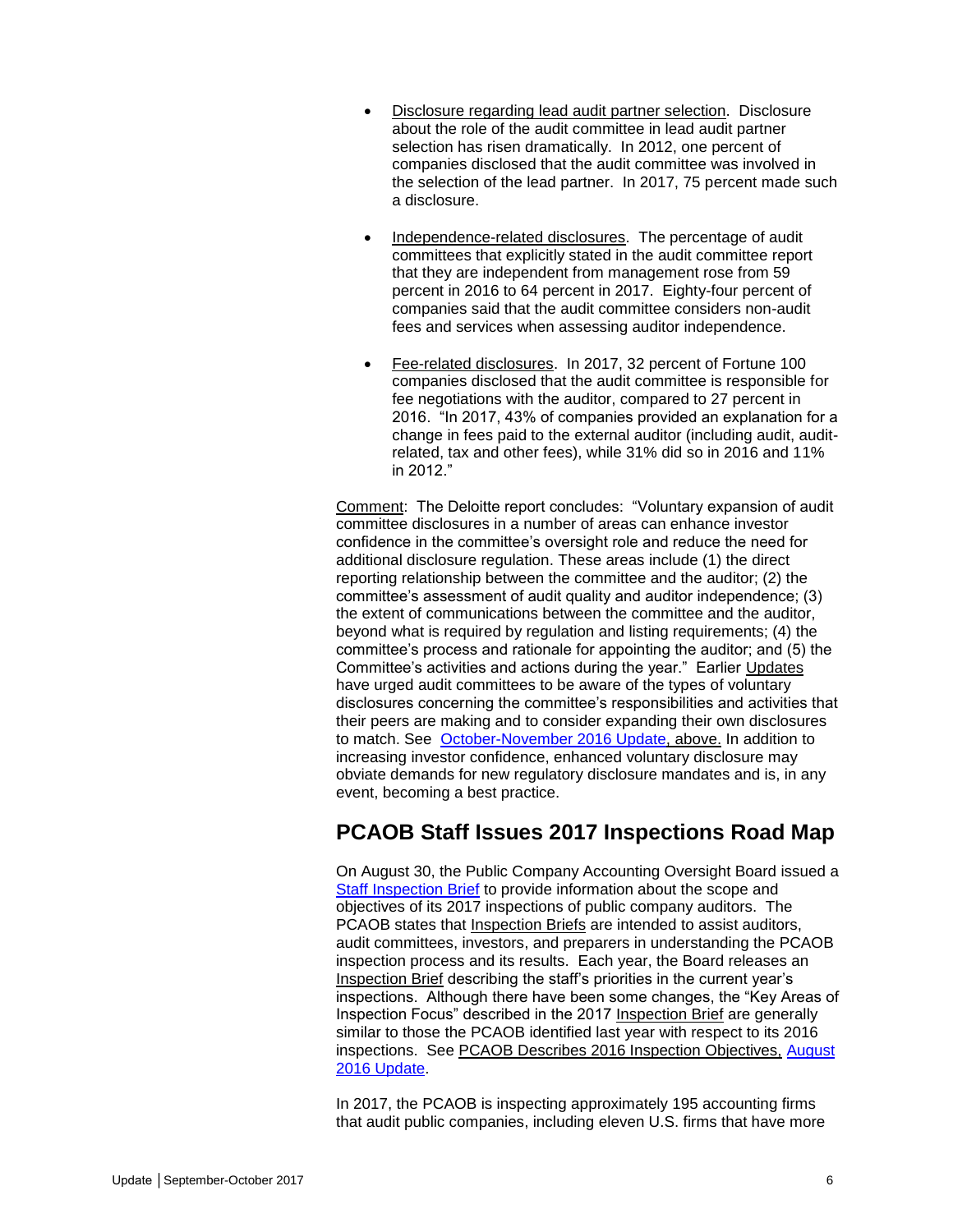- Disclosure regarding lead audit partner selection. Disclosure about the role of the audit committee in lead audit partner selection has risen dramatically. In 2012, one percent of companies disclosed that the audit committee was involved in the selection of the lead partner. In 2017, 75 percent made such a disclosure.

- Independence-related disclosures. The percentage of audit committees that explicitly stated in the audit committee report that they are independent from management rose from 59 percent in 2016 to 64 percent in 2017. Eighty-four percent of companies said that the audit committee considers non-audit fees and services when assessing auditor independence.

- Fee-related disclosures. In 2017, 32 percent of Fortune 100 companies disclosed that the audit committee is responsible for fee negotiations with the auditor, compared to 27 percent in 2016. "In 2017, 43% of companies provided an explanation for a change in fees paid to the external auditor (including audit, audit-related, tax and other fees), while 31% did so in 2016 and 11% in 2012."

Comment: The Deloitte report concludes: "Voluntary expansion of audit committee disclosures in a number of areas can enhance investor confidence in the committee's oversight role and reduce the need for additional disclosure regulation. These areas include (1) the direct reporting relationship between the committee and the auditor; (2) the committee's assessment of audit quality and auditor independence; (3) the extent of communications between the committee and the auditor, beyond what is required by regulation and listing requirements; (4) the committee's process and rationale for appointing the auditor; and (5) the Committee's activities and actions during the year." Earlier Updates have urged audit committees to be aware of the types of voluntary disclosures concerning the committee's responsibilities and activities that their peers are making and to consider expanding their own disclosures to match. See October-November 2016 Update, above. In addition to increasing investor confidence, enhanced voluntary disclosure may obviate demands for new regulatory disclosure mandates and is, in any event, becoming a best practice.

## PCAOB Staff Issues 2017 Inspections Road Map

On August 30, the Public Company Accounting Oversight Board issued a Staff Inspection Brief to provide information about the scope and objectives of its 2017 inspections of public company auditors. The PCAOB states that Inspection Briefs are intended to assist auditors, audit committees, investors, and preparers in understanding the PCAOB inspection process and its results. Each year, the Board releases an Inspection Brief describing the staff's priorities in the current year's inspections. Although there have been some changes, the "Key Areas of Inspection Focus" described in the 2017 Inspection Brief are generally similar to those the PCAOB identified last year with respect to its 2016 inspections. See PCAOB Describes 2016 Inspection Objectives, August 2016 Update.

In 2017, the PCAOB is inspecting approximately 195 accounting firms that audit public companies, including eleven U.S. firms that have more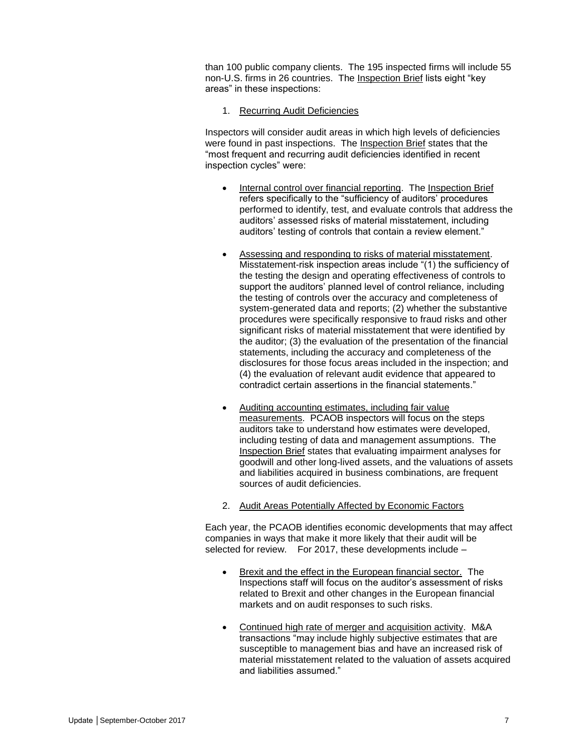than 100 public company clients. The 195 inspected firms will include 55 non-U.S. firms in 26 countries. The Inspection Brief lists eight "key areas" in these inspections:

1. Recurring Audit Deficiencies

Inspectors will consider audit areas in which high levels of deficiencies were found in past inspections. The Inspection Brief states that the "most frequent and recurring audit deficiencies identified in recent inspection cycles" were:

- Internal control over financial reporting. The Inspection Brief refers specifically to the "sufficiency of auditors' procedures performed to identify, test, and evaluate controls that address the auditors' assessed risks of material misstatement, including auditors' testing of controls that contain a review element."

- Assessing and responding to risks of material misstatement. Misstatement-risk inspection areas include "(1) the sufficiency of the testing the design and operating effectiveness of controls to support the auditors' planned level of control reliance, including the testing of controls over the accuracy and completeness of system-generated data and reports; (2) whether the substantive procedures were specifically responsive to fraud risks and other significant risks of material misstatement that were identified by the auditor; (3) the evaluation of the presentation of the financial statements, including the accuracy and completeness of the disclosures for those focus areas included in the inspection; and (4) the evaluation of relevant audit evidence that appeared to contradict certain assertions in the financial statements."

- Auditing accounting estimates, including fair value measurements. PCAOB inspectors will focus on the steps auditors take to understand how estimates were developed, including testing of data and management assumptions. The Inspection Brief states that evaluating impairment analyses for goodwill and other long-lived assets, and the valuations of assets and liabilities acquired in business combinations, are frequent sources of audit deficiencies.

2. Audit Areas Potentially Affected by Economic Factors

Each year, the PCAOB identifies economic developments that may affect companies in ways that make it more likely that their audit will be selected for review. For 2017, these developments include –

- Brexit and the effect in the European financial sector. The Inspections staff will focus on the auditor's assessment of risks related to Brexit and other changes in the European financial markets and on audit responses to such risks.

- Continued high rate of merger and acquisition activity. M&A transactions "may include highly subjective estimates that are susceptible to management bias and have an increased risk of material misstatement related to the valuation of assets acquired and liabilities assumed."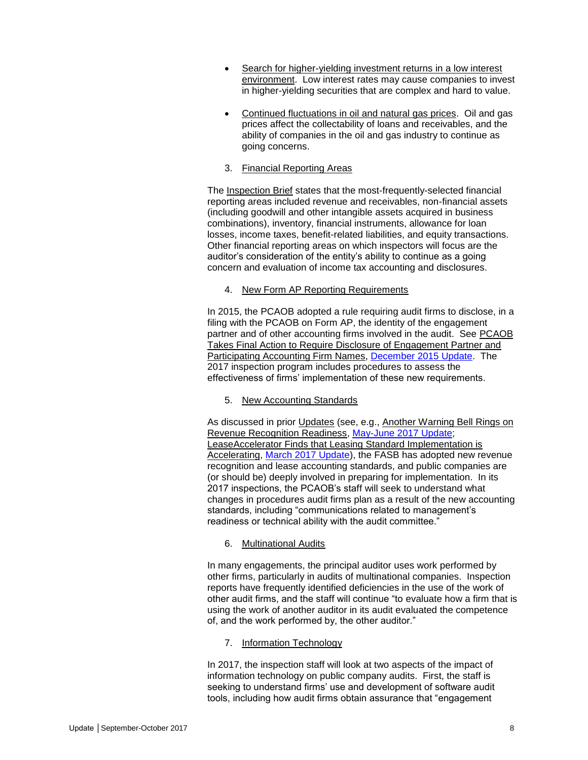- Search for higher-yielding investment returns in a low interest environment. Low interest rates may cause companies to invest in higher-yielding securities that are complex and hard to value.

- Continued fluctuations in oil and natural gas prices. Oil and gas prices affect the collectability of loans and receivables, and the ability of companies in the oil and gas industry to continue as going concerns.

3. Financial Reporting Areas

The Inspection Brief states that the most-frequently-selected financial reporting areas included revenue and receivables, non-financial assets (including goodwill and other intangible assets acquired in business combinations), inventory, financial instruments, allowance for loan losses, income taxes, benefit-related liabilities, and equity transactions. Other financial reporting areas on which inspectors will focus are the auditor's consideration of the entity's ability to continue as a going concern and evaluation of income tax accounting and disclosures.

4. New Form AP Reporting Requirements

In 2015, the PCAOB adopted a rule requiring audit firms to disclose, in a filing with the PCAOB on Form AP, the identity of the engagement partner and of other accounting firms involved in the audit. See PCAOB Takes Final Action to Require Disclosure of Engagement Partner and Participating Accounting Firm Names, December 2015 Update. The 2017 inspection program includes procedures to assess the effectiveness of firms' implementation of these new requirements.

5. New Accounting Standards

As discussed in prior Updates (see, e.g., Another Warning Bell Rings on Revenue Recognition Readiness, May-June 2017 Update; LeaseAccelerator Finds that Leasing Standard Implementation is Accelerating, March 2017 Update), the FASB has adopted new revenue recognition and lease accounting standards, and public companies are (or should be) deeply involved in preparing for implementation. In its 2017 inspections, the PCAOB's staff will seek to understand what changes in procedures audit firms plan as a result of the new accounting standards, including "communications related to management's readiness or technical ability with the audit committee."

6. Multinational Audits

In many engagements, the principal auditor uses work performed by other firms, particularly in audits of multinational companies. Inspection reports have frequently identified deficiencies in the use of the work of other audit firms, and the staff will continue "to evaluate how a firm that is using the work of another auditor in its audit evaluated the competence of, and the work performed by, the other auditor."

7. Information Technology

In 2017, the inspection staff will look at two aspects of the impact of information technology on public company audits. First, the staff is seeking to understand firms' use and development of software audit tools, including how audit firms obtain assurance that "engagement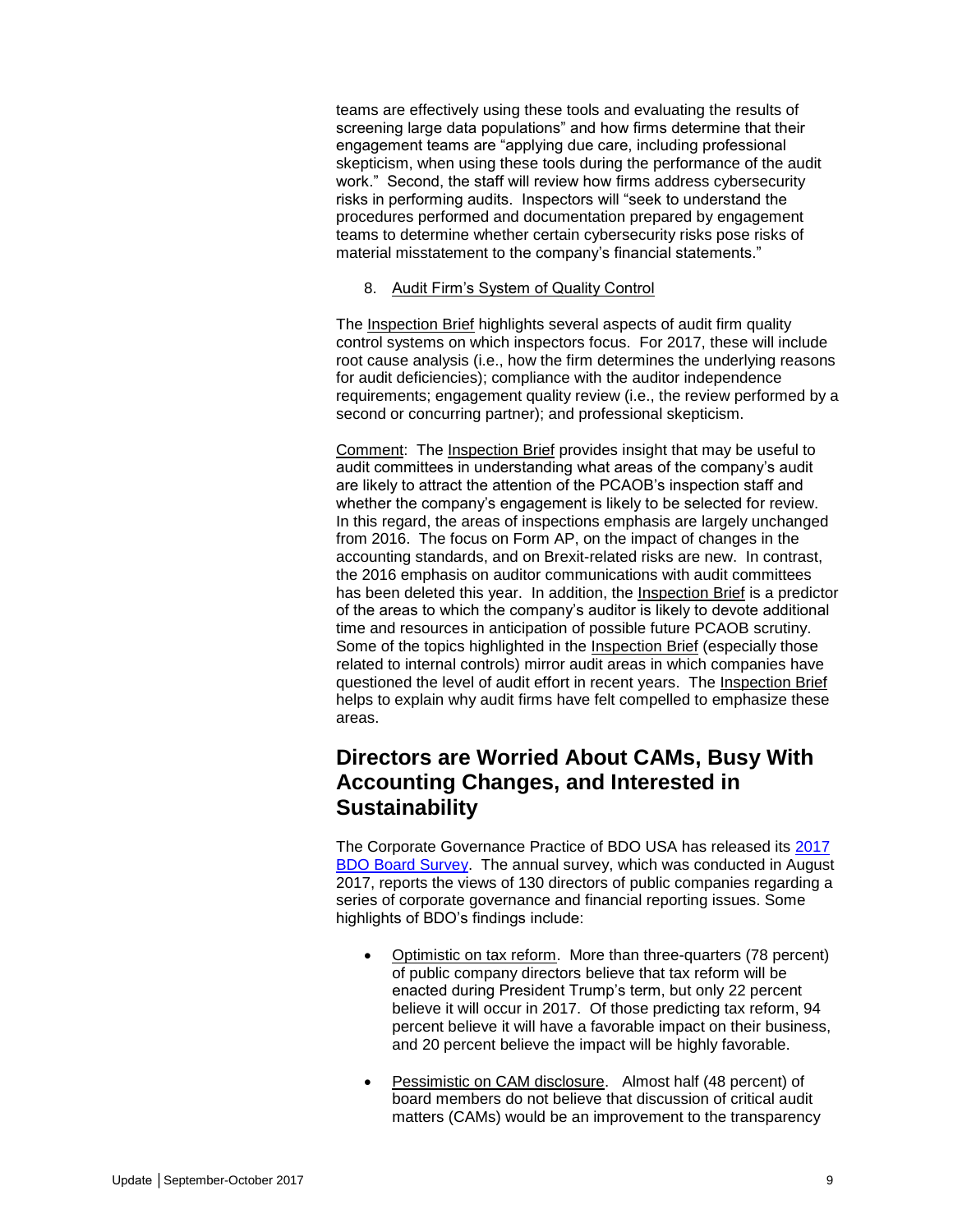teams are effectively using these tools and evaluating the results of screening large data populations" and how firms determine that their engagement teams are "applying due care, including professional skepticism, when using these tools during the performance of the audit work." Second, the staff will review how firms address cybersecurity risks in performing audits. Inspectors will "seek to understand the procedures performed and documentation prepared by engagement teams to determine whether certain cybersecurity risks pose risks of material misstatement to the company's financial statements."

8. Audit Firm's System of Quality Control

The Inspection Brief highlights several aspects of audit firm quality control systems on which inspectors focus. For 2017, these will include root cause analysis (i.e., how the firm determines the underlying reasons for audit deficiencies); compliance with the auditor independence requirements; engagement quality review (i.e., the review performed by a second or concurring partner); and professional skepticism.

Comment: The Inspection Brief provides insight that may be useful to audit committees in understanding what areas of the company's audit are likely to attract the attention of the PCAOB's inspection staff and whether the company's engagement is likely to be selected for review. In this regard, the areas of inspections emphasis are largely unchanged from 2016. The focus on Form AP, on the impact of changes in the accounting standards, and on Brexit-related risks are new. In contrast, the 2016 emphasis on auditor communications with audit committees has been deleted this year. In addition, the Inspection Brief is a predictor of the areas to which the company's auditor is likely to devote additional time and resources in anticipation of possible future PCAOB scrutiny. Some of the topics highlighted in the Inspection Brief (especially those related to internal controls) mirror audit areas in which companies have questioned the level of audit effort in recent years. The Inspection Brief helps to explain why audit firms have felt compelled to emphasize these areas.

## Directors are Worried About CAMs, Busy With Accounting Changes, and Interested in Sustainability

The Corporate Governance Practice of BDO USA has released its 2017 BDO Board Survey. The annual survey, which was conducted in August 2017, reports the views of 130 directors of public companies regarding a series of corporate governance and financial reporting issues. Some highlights of BDO's findings include:

- Optimistic on tax reform. More than three-quarters (78 percent) of public company directors believe that tax reform will be enacted during President Trump's term, but only 22 percent believe it will occur in 2017. Of those predicting tax reform, 94 percent believe it will have a favorable impact on their business, and 20 percent believe the impact will be highly favorable.

- Pessimistic on CAM disclosure. Almost half (48 percent) of board members do not believe that discussion of critical audit matters (CAMs) would be an improvement to the transparency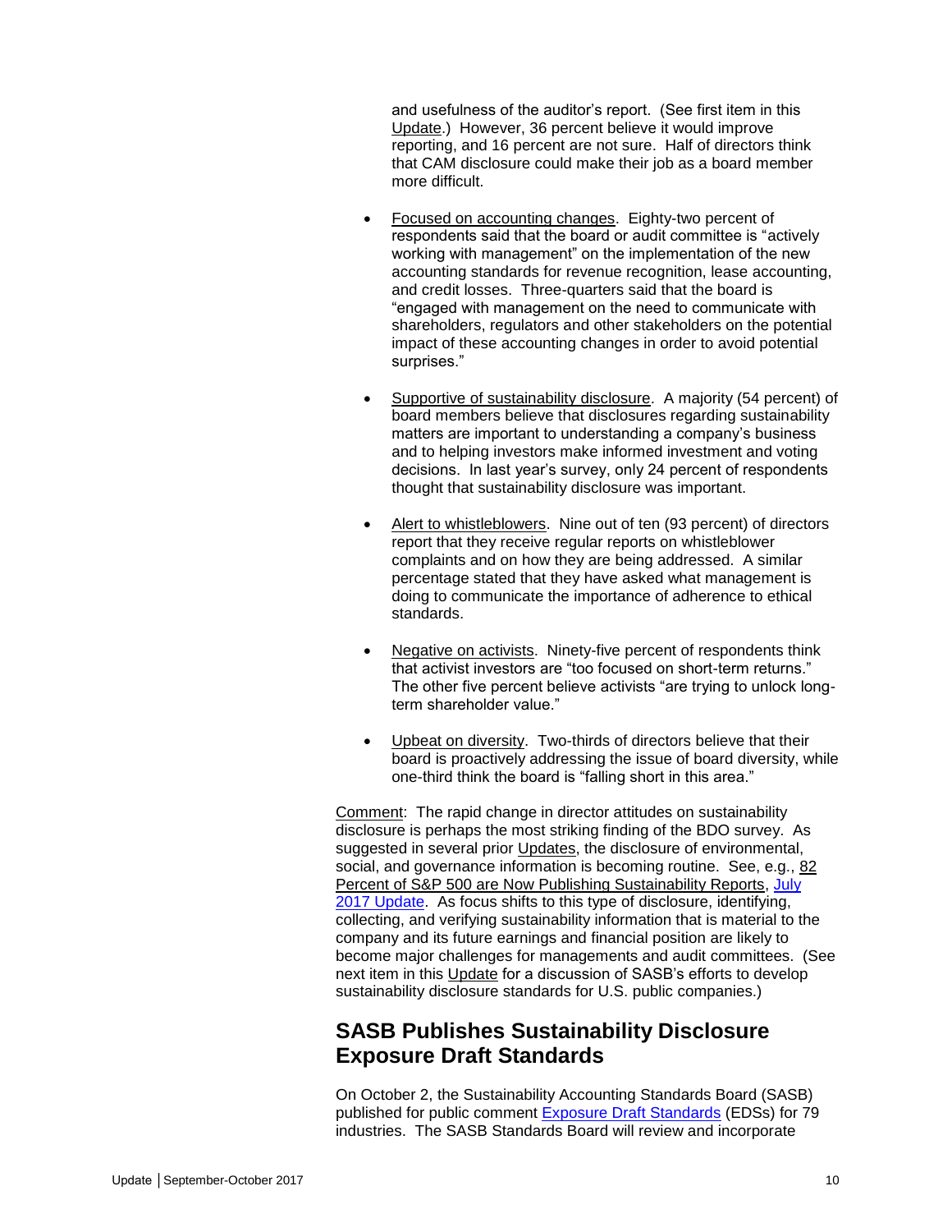and usefulness of the auditor's report. (See first item in this Update.) However, 36 percent believe it would improve reporting, and 16 percent are not sure. Half of directors think that CAM disclosure could make their job as a board member more difficult.

- Focused on accounting changes. Eighty-two percent of respondents said that the board or audit committee is "actively working with management" on the implementation of the new accounting standards for revenue recognition, lease accounting, and credit losses. Three-quarters said that the board is "engaged with management on the need to communicate with shareholders, regulators and other stakeholders on the potential impact of these accounting changes in order to avoid potential surprises."

- Supportive of sustainability disclosure. A majority (54 percent) of board members believe that disclosures regarding sustainability matters are important to understanding a company's business and to helping investors make informed investment and voting decisions. In last year's survey, only 24 percent of respondents thought that sustainability disclosure was important.

- Alert to whistleblowers. Nine out of ten (93 percent) of directors report that they receive regular reports on whistleblower complaints and on how they are being addressed. A similar percentage stated that they have asked what management is doing to communicate the importance of adherence to ethical standards.

- Negative on activists. Ninety-five percent of respondents think that activist investors are "too focused on short-term returns." The other five percent believe activists "are trying to unlock long-term shareholder value."

- Upbeat on diversity. Two-thirds of directors believe that their board is proactively addressing the issue of board diversity, while one-third think the board is "falling short in this area."

Comment: The rapid change in director attitudes on sustainability disclosure is perhaps the most striking finding of the BDO survey. As suggested in several prior Updates, the disclosure of environmental, social, and governance information is becoming routine. See, e.g., 82 Percent of S&P 500 are Now Publishing Sustainability Reports, July 2017 Update. As focus shifts to this type of disclosure, identifying, collecting, and verifying sustainability information that is material to the company and its future earnings and financial position are likely to become major challenges for managements and audit committees. (See next item in this Update for a discussion of SASB's efforts to develop sustainability disclosure standards for U.S. public companies.)

## SASB Publishes Sustainability Disclosure Exposure Draft Standards

On October 2, the Sustainability Accounting Standards Board (SASB) published for public comment Exposure Draft Standards (EDSs) for 79 industries. The SASB Standards Board will review and incorporate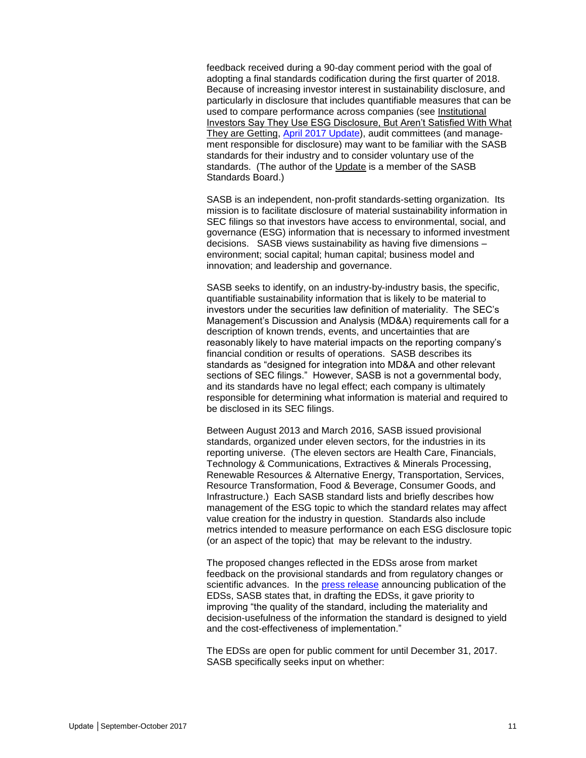feedback received during a 90-day comment period with the goal of adopting a final standards codification during the first quarter of 2018. Because of increasing investor interest in sustainability disclosure, and particularly in disclosure that includes quantifiable measures that can be used to compare performance across companies (see Institutional Investors Say They Use ESG Disclosure, But Aren't Satisfied With What They are Getting, April 2017 Update), audit committees (and management responsible for disclosure) may want to be familiar with the SASB standards for their industry and to consider voluntary use of the standards. (The author of the Update is a member of the SASB Standards Board.)

SASB is an independent, non-profit standards-setting organization. Its mission is to facilitate disclosure of material sustainability information in SEC filings so that investors have access to environmental, social, and governance (ESG) information that is necessary to informed investment decisions. SASB views sustainability as having five dimensions – environment; social capital; human capital; business model and innovation; and leadership and governance.

SASB seeks to identify, on an industry-by-industry basis, the specific, quantifiable sustainability information that is likely to be material to investors under the securities law definition of materiality. The SEC's Management's Discussion and Analysis (MD&A) requirements call for a description of known trends, events, and uncertainties that are reasonably likely to have material impacts on the reporting company's financial condition or results of operations. SASB describes its standards as "designed for integration into MD&A and other relevant sections of SEC filings." However, SASB is not a governmental body, and its standards have no legal effect; each company is ultimately responsible for determining what information is material and required to be disclosed in its SEC filings.

Between August 2013 and March 2016, SASB issued provisional standards, organized under eleven sectors, for the industries in its reporting universe. (The eleven sectors are Health Care, Financials, Technology & Communications, Extractives & Minerals Processing, Renewable Resources & Alternative Energy, Transportation, Services, Resource Transformation, Food & Beverage, Consumer Goods, and Infrastructure.) Each SASB standard lists and briefly describes how management of the ESG topic to which the standard relates may affect value creation for the industry in question. Standards also include metrics intended to measure performance on each ESG disclosure topic (or an aspect of the topic) that may be relevant to the industry.

The proposed changes reflected in the EDSs arose from market feedback on the provisional standards and from regulatory changes or scientific advances. In the press release announcing publication of the EDSs, SASB states that, in drafting the EDSs, it gave priority to improving "the quality of the standard, including the materiality and decision-usefulness of the information the standard is designed to yield and the cost-effectiveness of implementation."

The EDSs are open for public comment for until December 31, 2017. SASB specifically seeks input on whether: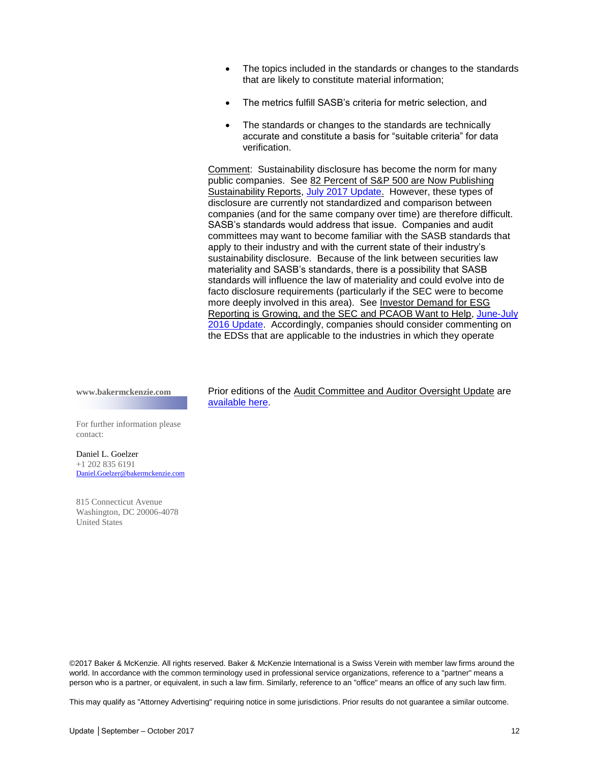- The topics included in the standards or changes to the standards that are likely to constitute material information;
- The metrics fulfill SASB's criteria for metric selection, and
- The standards or changes to the standards are technically accurate and constitute a basis for "suitable criteria" for data verification.

Comment: Sustainability disclosure has become the norm for many public companies. See 82 Percent of S&P 500 are Now Publishing Sustainability Reports, July 2017 Update. However, these types of disclosure are currently not standardized and comparison between companies (and for the same company over time) are therefore difficult. SASB's standards would address that issue. Companies and audit committees may want to become familiar with the SASB standards that apply to their industry and with the current state of their industry's sustainability disclosure. Because of the link between securities law materiality and SASB's standards, there is a possibility that SASB standards will influence the law of materiality and could evolve into de facto disclosure requirements (particularly if the SEC were to become more deeply involved in this area). See Investor Demand for ESG Reporting is Growing, and the SEC and PCAOB Want to Help, June-July 2016 Update. Accordingly, companies should consider commenting on the EDSs that are applicable to the industries in which they operate

Prior editions of the Audit Committee and Auditor Oversight Update are available here.

**www.bakermckenzie.com**

For further information please contact:

Daniel L. Goelzer
+1 202 835 6191
Daniel.Goelzer@bakermckenzie.com

815 Connecticut Avenue
Washington, DC 20006-4078
United States

©2017 Baker & McKenzie. All rights reserved. Baker & McKenzie International is a Swiss Verein with member law firms around the world. In accordance with the common terminology used in professional service organizations, reference to a "partner" means a person who is a partner, or equivalent, in such a law firm. Similarly, reference to an "office" means an office of any such law firm.

This may qualify as "Attorney Advertising" requiring notice in some jurisdictions. Prior results do not guarantee a similar outcome.